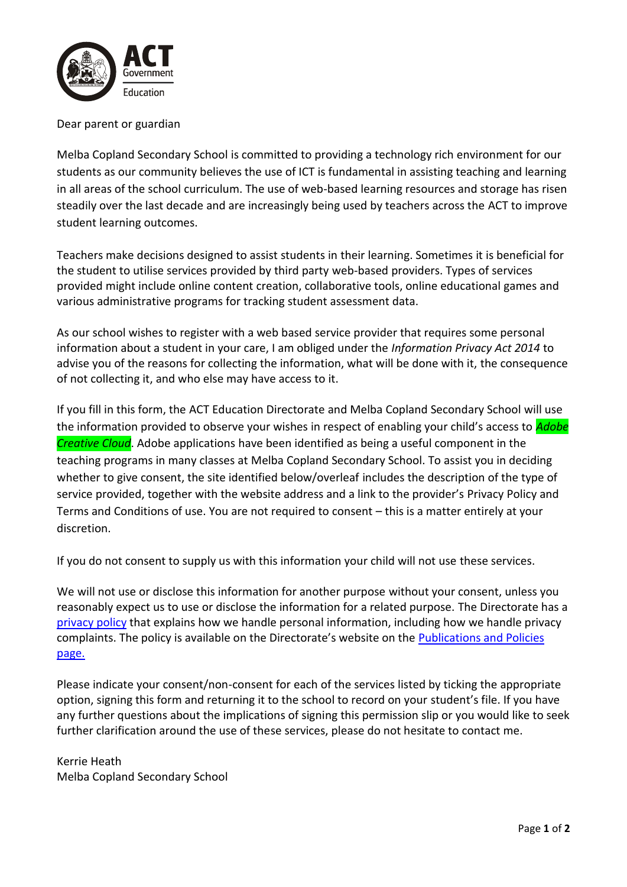Dear parent or guardian

Melba Copland Secondary School is committed to providing a technology rich environment for our students as our community believes the use of ICT is fundamental in assisting teaching and learning in all areas of the school curriculum. The use of web-based learning resources and storage has risen steadily over the last decade and are increasingly being used by teachers across the ACT to improve student learning outcomes.

Teachers make decisions designed to assist students in their learning. Sometimes it is beneficial for the student to utilise services provided by third party web-based providers. Types of services provided might include online content creation, collaborative tools, online educational games and various administrative programs for tracking student assessment data.

As our school wishes to register with a web based service provider that requires some personal information about a student in your care, I am obliged under the *Information Privacy Act 2014* to advise you of the reasons for collecting the information, what will be done with it, the consequence of not collecting it, and who else may have access to it.

If you fill in this form, the ACT Education Directorate and Melba Copland Secondary School will use the information provided to observe your wishes in respect of enabling your child's access to *Adobe Creative Cloud*. Adobe applications have been identified as being a useful component in the teaching programs in many classes at Melba Copland Secondary School. To assist you in deciding whether to give consent, the site identified below/overleaf includes the description of the type of service provided, together with the website address and a link to the provider's Privacy Policy and Terms and Conditions of use. You are not required to consent – this is a matter entirely at your discretion.

If you do not consent to supply us with this information your child will not use these services.

We will not use or disclose this information for another purpose without your consent, unless you reasonably expect us to use or disclose the information for a related purpose. The Directorate has a privacy policy that explains how we handle personal information, including how we handle privacy complaints. The policy is available on the Directorate's website on the Publications and Policies page.

Please indicate your consent/non-consent for each of the services listed by ticking the appropriate option, signing this form and returning it to the school to record on your student's file. If you have any further questions about the implications of signing this permission slip or you would like to seek further clarification around the use of these services, please do not hesitate to contact me.

Kerrie Heath
Melba Copland Secondary School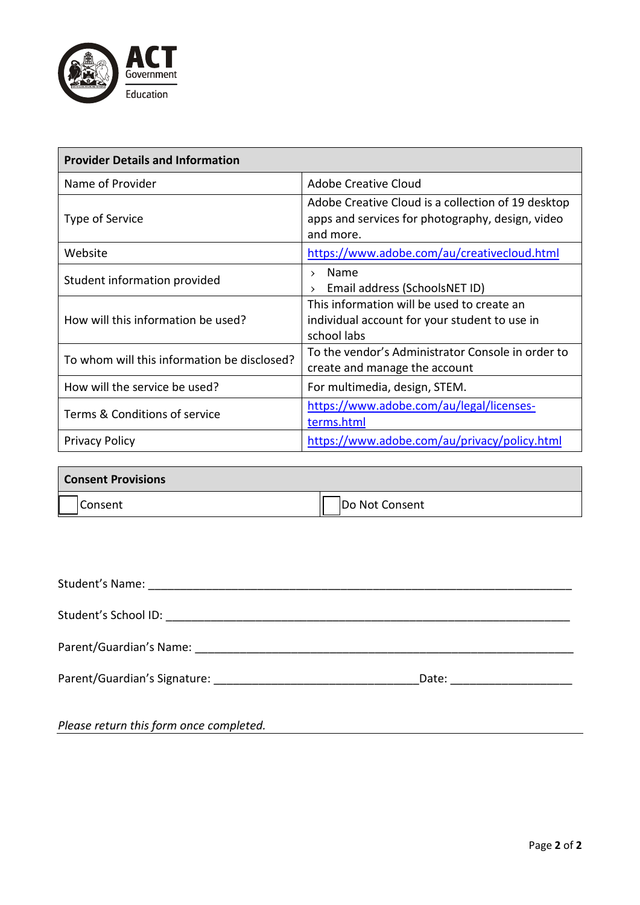ACT Government
Education

| Provider Details and Information | |
|---|---|
| Name of Provider | Adobe Creative Cloud |
| Type of Service | Adobe Creative Cloud is a collection of 19 desktop apps and services for photography, design, video and more. |
| Website | https://www.adobe.com/au/creativecloud.html |
| Student information provided | › Name<br>› Email address (SchoolsNET ID) |
| How will this information be used? | This information will be used to create an individual account for your student to use in school labs |
| To whom will this information be disclosed? | To the vendor's Administrator Console in order to create and manage the account |
| How will the service be used? | For multimedia, design, STEM. |
| Terms & Conditions of service | https://www.adobe.com/au/legal/licenses-terms.html |
| Privacy Policy | https://www.adobe.com/au/privacy/policy.html |

| Consent Provisions | |
|---|---|
| ☐ Consent | ☐ Do Not Consent |

Student's Name: ____________________________________________________________________

Student's School ID: _________________________________________________________________

Parent/Guardian's Name: ______________________________________________________________

Parent/Guardian's Signature: _______________________________ Date: ___________________

*Please return this form once completed.*